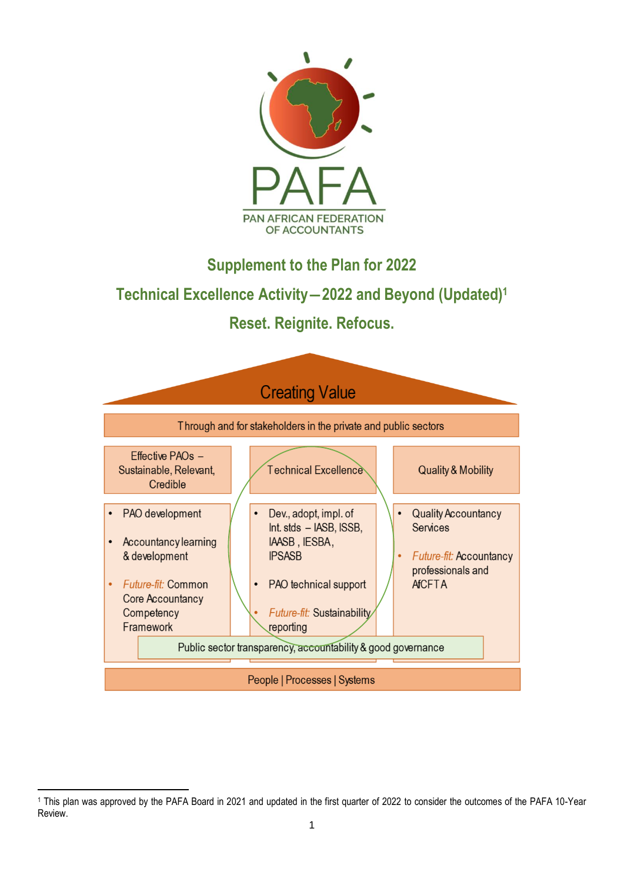PAFA

PAN AFRICAN FEDERATION OF ACCOUNTANTS

# Supplement to the Plan for 2022

## Technical Excellence Activity – 2022 and Beyond (Updated)[1]

## Reset. Reignite. Refocus.

**Creating Value**

Through and for stakeholders in the private and public sectors

| Effective PAOs – Sustainable, Relevant, Credible | Technical Excellence | Quality & Mobility |
|---|---|---|
| • PAO development<br>• Accountancy learning & development<br>• *Future-fit:* Common Core Accountancy Competency Framework | • Dev., adopt, impl. of Int. stds – IASB, ISSB, IAASB, IESBA, IPSASB<br>• PAO technical support<br>• *Future-fit:* Sustainability reporting | • Quality Accountancy Services<br>• *Future-fit:* Accountancy professionals and AfCFTA |

Public sector transparency, accountability & good governance

People | Processes | Systems

---

[1] This plan was approved by the PAFA Board in 2021 and updated in the first quarter of 2022 to consider the outcomes of the PAFA 10-Year Review.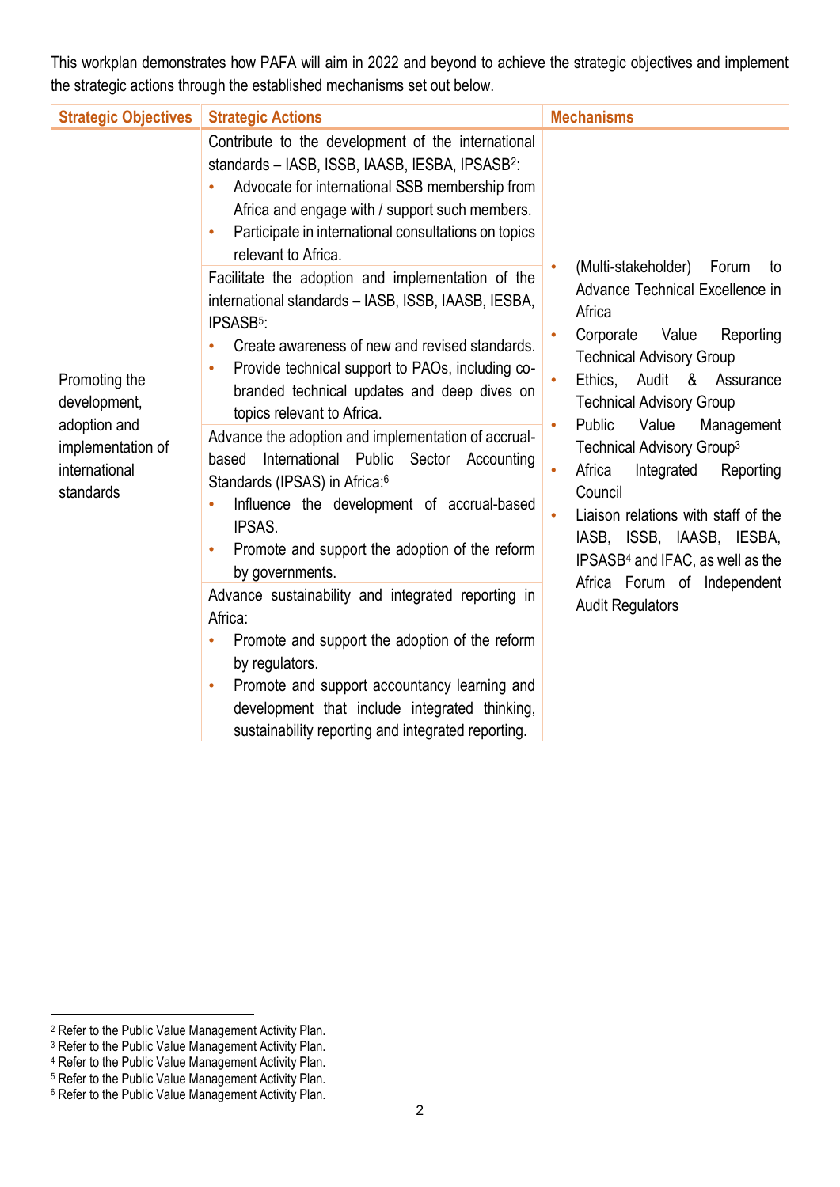This workplan demonstrates how PAFA will aim in 2022 and beyond to achieve the strategic objectives and implement the strategic actions through the established mechanisms set out below.

| Strategic Objectives | Strategic Actions | Mechanisms |
|---|---|---|
| Promoting the development, adoption and implementation of international standards | Contribute to the development of the international standards – IASB, ISSB, IAASB, IESBA, IPSASB[2]:<br>• Advocate for international SSB membership from Africa and engage with / support such members.<br>• Participate in international consultations on topics relevant to Africa. | • (Multi-stakeholder) Forum to Advance Technical Excellence in Africa<br>• Corporate Value Reporting Technical Advisory Group<br>• Ethics, Audit & Assurance Technical Advisory Group<br>• Public Value Management Technical Advisory Group[3]<br>• Africa Integrated Reporting Council<br>• Liaison relations with staff of the IASB, ISSB, IAASB, IESBA, IPSASB[4] and IFAC, as well as the Africa Forum of Independent Audit Regulators |
| | Facilitate the adoption and implementation of the international standards – IASB, ISSB, IAASB, IESBA, IPSASB[5]:<br>• Create awareness of new and revised standards.<br>• Provide technical support to PAOs, including co-branded technical updates and deep dives on topics relevant to Africa. | |
| | Advance the adoption and implementation of accrual-based International Public Sector Accounting Standards (IPSAS) in Africa:[6]<br>• Influence the development of accrual-based IPSAS.<br>• Promote and support the adoption of the reform by governments. | |
| | Advance sustainability and integrated reporting in Africa:<br>• Promote and support the adoption of the reform by regulators.<br>• Promote and support accountancy learning and development that include integrated thinking, sustainability reporting and integrated reporting. | |

[2] Refer to the Public Value Management Activity Plan.
[3] Refer to the Public Value Management Activity Plan.
[4] Refer to the Public Value Management Activity Plan.
[5] Refer to the Public Value Management Activity Plan.
[6] Refer to the Public Value Management Activity Plan.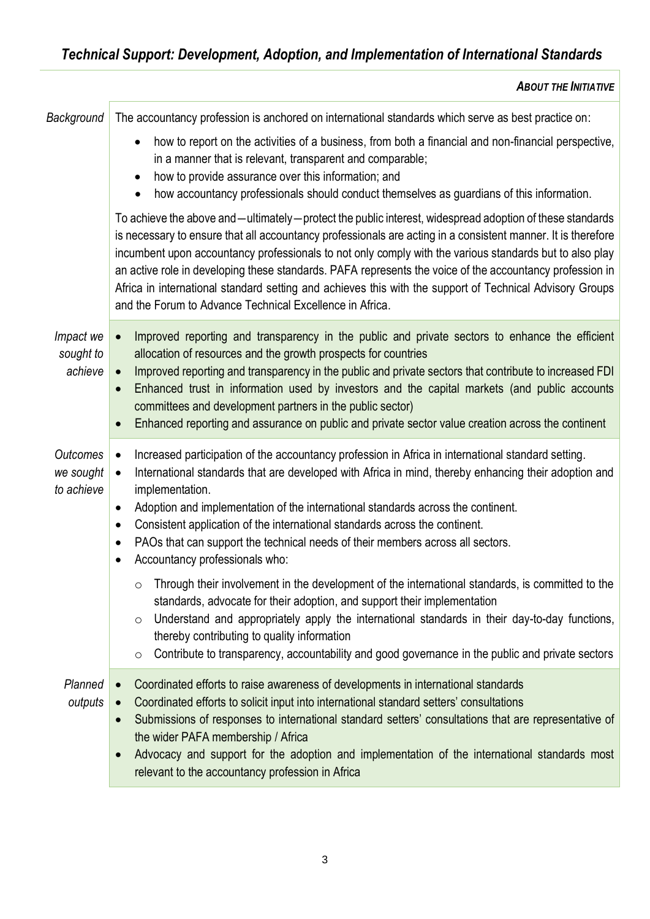## *Technical Support: Development, Adoption, and Implementation of International Standards*

***About the Initiative***

*Background*

The accountancy profession is anchored on international standards which serve as best practice on:

- how to report on the activities of a business, from both a financial and non-financial perspective, in a manner that is relevant, transparent and comparable;
- how to provide assurance over this information; and
- how accountancy professionals should conduct themselves as guardians of this information.

To achieve the above and—ultimately—protect the public interest, widespread adoption of these standards is necessary to ensure that all accountancy professionals are acting in a consistent manner. It is therefore incumbent upon accountancy professionals to not only comply with the various standards but to also play an active role in developing these standards. PAFA represents the voice of the accountancy profession in Africa in international standard setting and achieves this with the support of Technical Advisory Groups and the Forum to Advance Technical Excellence in Africa.

*Impact we sought to achieve*

- Improved reporting and transparency in the public and private sectors to enhance the efficient allocation of resources and the growth prospects for countries
- Improved reporting and transparency in the public and private sectors that contribute to increased FDI
- Enhanced trust in information used by investors and the capital markets (and public accounts committees and development partners in the public sector)
- Enhanced reporting and assurance on public and private sector value creation across the continent

*Outcomes we sought to achieve*

- Increased participation of the accountancy profession in Africa in international standard setting.
- International standards that are developed with Africa in mind, thereby enhancing their adoption and implementation.
- Adoption and implementation of the international standards across the continent.
- Consistent application of the international standards across the continent.
- PAOs that can support the technical needs of their members across all sectors.
- Accountancy professionals who:
  - Through their involvement in the development of the international standards, is committed to the standards, advocate for their adoption, and support their implementation
  - Understand and appropriately apply the international standards in their day-to-day functions, thereby contributing to quality information
  - Contribute to transparency, accountability and good governance in the public and private sectors

*Planned outputs*

- Coordinated efforts to raise awareness of developments in international standards
- Coordinated efforts to solicit input into international standard setters' consultations
- Submissions of responses to international standard setters' consultations that are representative of the wider PAFA membership / Africa
- Advocacy and support for the adoption and implementation of the international standards most relevant to the accountancy profession in Africa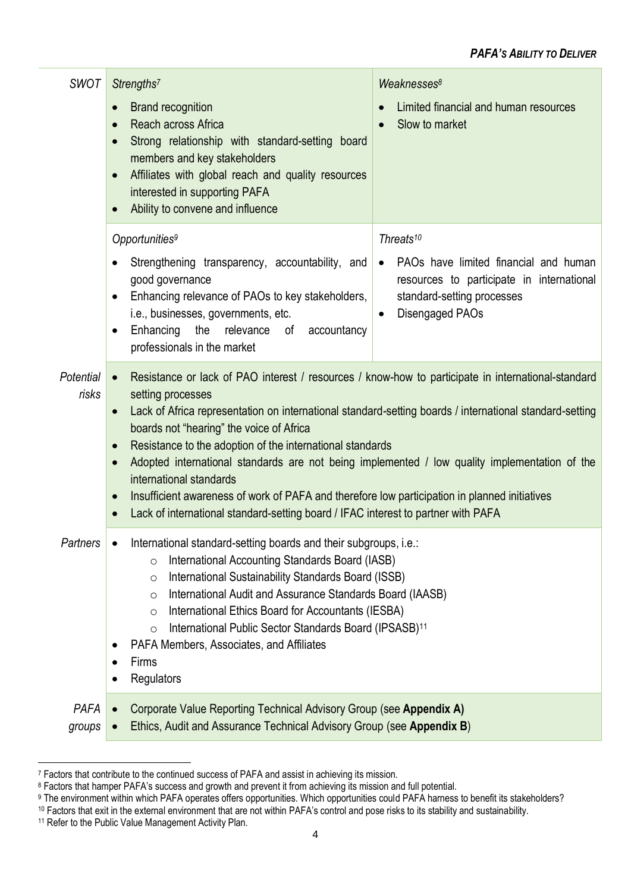| SWOT | *Strengths*[7]<br>• Brand recognition<br>• Reach across Africa<br>• Strong relationship with standard-setting board members and key stakeholders<br>• Affiliates with global reach and quality resources interested in supporting PAFA<br>• Ability to convene and influence | *Weaknesses*[8]<br>• Limited financial and human resources<br>• Slow to market |
|---|---|---|
| | *Opportunities*[9]<br>• Strengthening transparency, accountability, and good governance<br>• Enhancing relevance of PAOs to key stakeholders, i.e., businesses, governments, etc.<br>• Enhancing the relevance of accountancy professionals in the market | *Threats*[10]<br>• PAOs have limited financial and human resources to participate in international standard-setting processes<br>• Disengaged PAOs |
| *Potential risks* | • Resistance or lack of PAO interest / resources / know-how to participate in international-standard setting processes<br>• Lack of Africa representation on international standard-setting boards / international standard-setting boards not "hearing" the voice of Africa<br>• Resistance to the adoption of the international standards<br>• Adopted international standards are not being implemented / low quality implementation of the international standards<br>• Insufficient awareness of work of PAFA and therefore low participation in planned initiatives<br>• Lack of international standard-setting board / IFAC interest to partner with PAFA | |
| *Partners* | • International standard-setting boards and their subgroups, i.e.:<br>&nbsp;&nbsp;○ International Accounting Standards Board (IASB)<br>&nbsp;&nbsp;○ International Sustainability Standards Board (ISSB)<br>&nbsp;&nbsp;○ International Audit and Assurance Standards Board (IAASB)<br>&nbsp;&nbsp;○ International Ethics Board for Accountants (IESBA)<br>&nbsp;&nbsp;○ International Public Sector Standards Board (IPSASB)[11]<br>• PAFA Members, Associates, and Affiliates<br>• Firms<br>• Regulators | |
| *PAFA groups* | • Corporate Value Reporting Technical Advisory Group (see **Appendix A)**<br>• Ethics, Audit and Assurance Technical Advisory Group (see **Appendix B**) | |

[7] Factors that contribute to the continued success of PAFA and assist in achieving its mission.

[8] Factors that hamper PAFA's success and growth and prevent it from achieving its mission and full potential.

[9] The environment within which PAFA operates offers opportunities. Which opportunities could PAFA harness to benefit its stakeholders?

[10] Factors that exit in the external environment that are not within PAFA's control and pose risks to its stability and sustainability.

[11] Refer to the Public Value Management Activity Plan.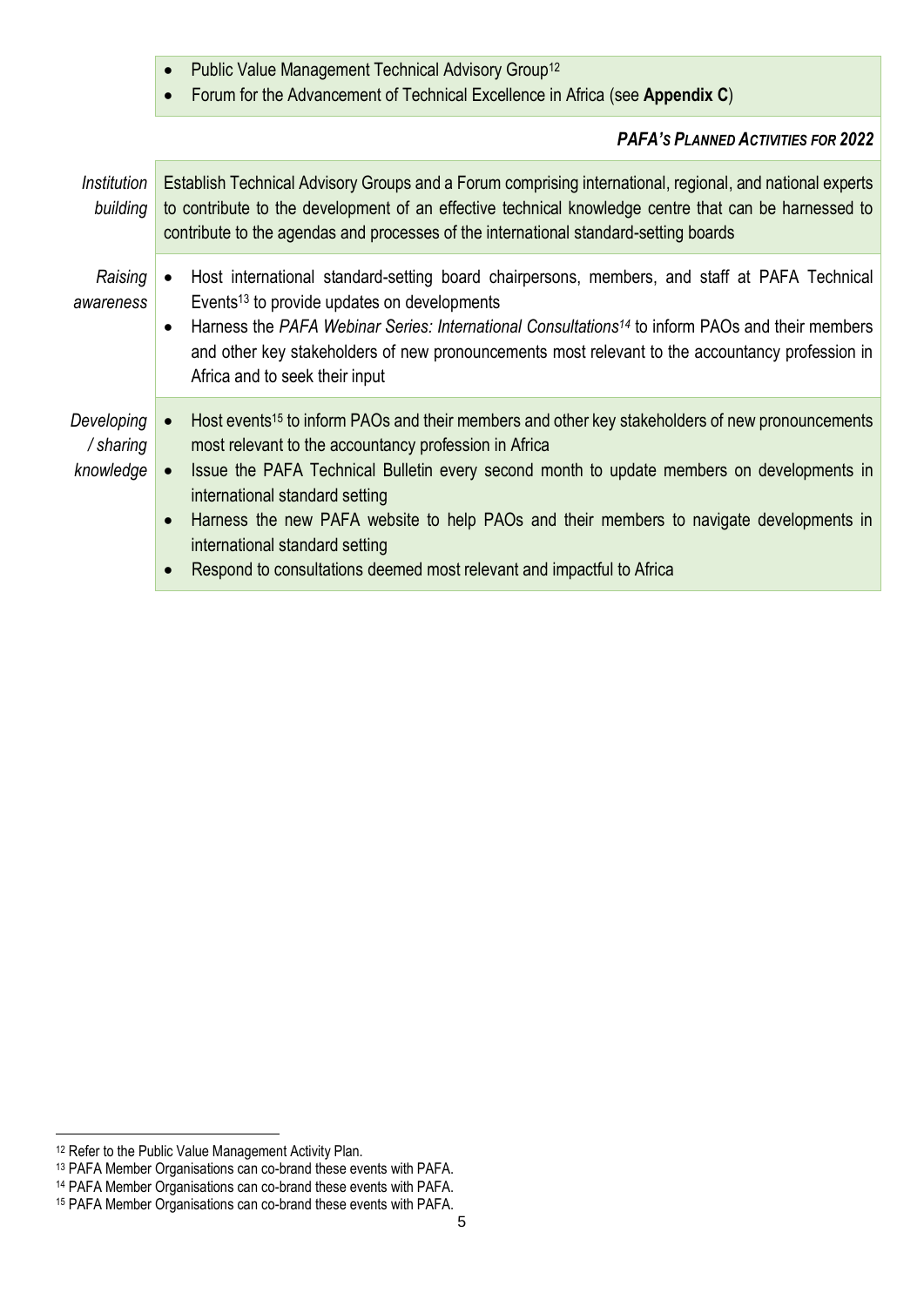- Public Value Management Technical Advisory Group[12]
- Forum for the Advancement of Technical Excellence in Africa (see **Appendix C**)

| | ***PAFA's Planned Activities for 2022*** |
|---|---|
| *Institution building* | Establish Technical Advisory Groups and a Forum comprising international, regional, and national experts to contribute to the development of an effective technical knowledge centre that can be harnessed to contribute to the agendas and processes of the international standard-setting boards |
| *Raising awareness* | • Host international standard-setting board chairpersons, members, and staff at PAFA Technical Events[13] to provide updates on developments<br>• Harness the *PAFA Webinar Series: International Consultations*[14] to inform PAOs and their members and other key stakeholders of new pronouncements most relevant to the accountancy profession in Africa and to seek their input |
| *Developing / sharing knowledge* | • Host events[15] to inform PAOs and their members and other key stakeholders of new pronouncements most relevant to the accountancy profession in Africa<br>• Issue the PAFA Technical Bulletin every second month to update members on developments in international standard setting<br>• Harness the new PAFA website to help PAOs and their members to navigate developments in international standard setting<br>• Respond to consultations deemed most relevant and impactful to Africa |

[12] Refer to the Public Value Management Activity Plan.

[13] PAFA Member Organisations can co-brand these events with PAFA.

[14] PAFA Member Organisations can co-brand these events with PAFA.

[15] PAFA Member Organisations can co-brand these events with PAFA.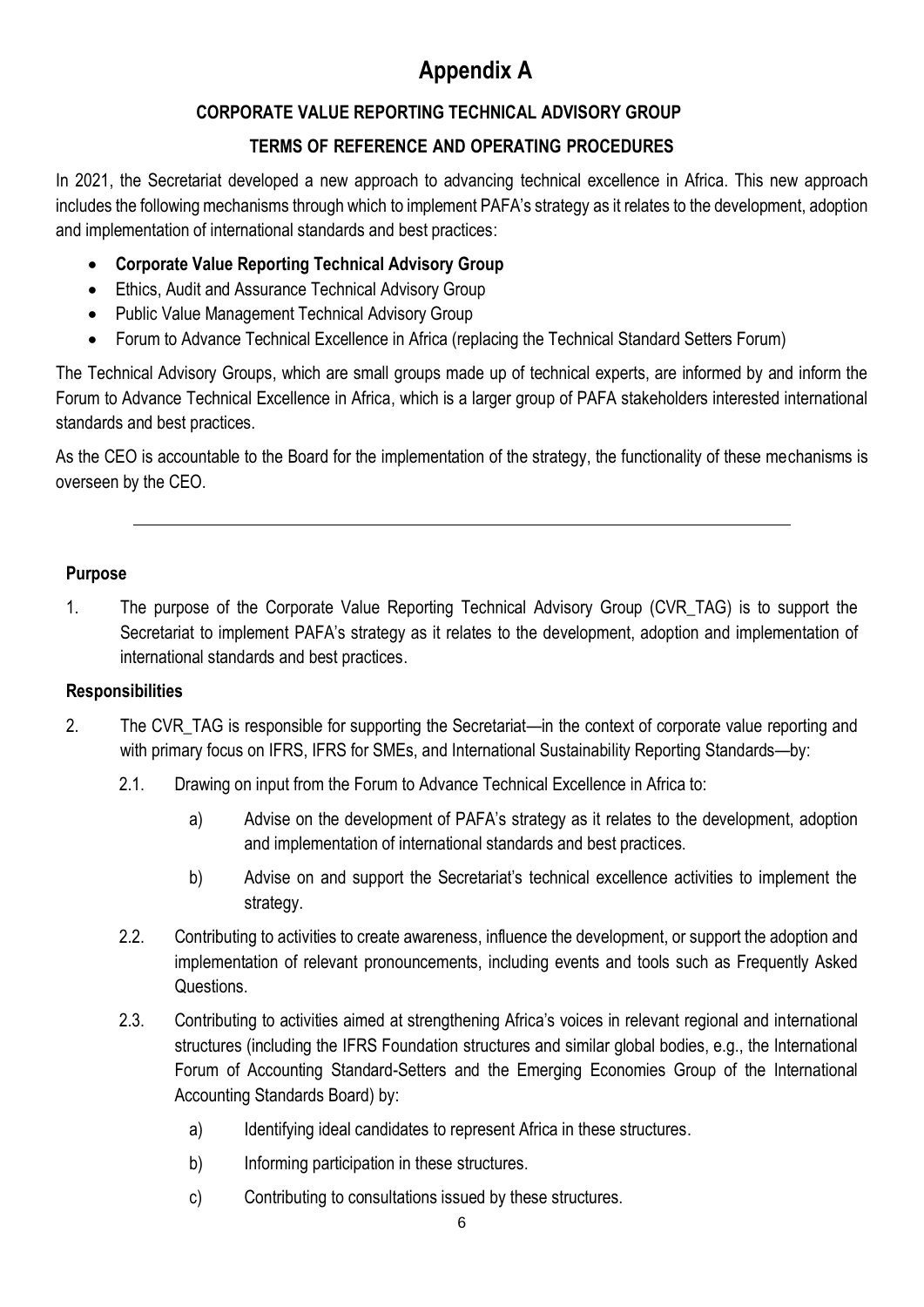# Appendix A

## CORPORATE VALUE REPORTING TECHNICAL ADVISORY GROUP

## TERMS OF REFERENCE AND OPERATING PROCEDURES

In 2021, the Secretariat developed a new approach to advancing technical excellence in Africa. This new approach includes the following mechanisms through which to implement PAFA's strategy as it relates to the development, adoption and implementation of international standards and best practices:

- **Corporate Value Reporting Technical Advisory Group**
- Ethics, Audit and Assurance Technical Advisory Group
- Public Value Management Technical Advisory Group
- Forum to Advance Technical Excellence in Africa (replacing the Technical Standard Setters Forum)

The Technical Advisory Groups, which are small groups made up of technical experts, are informed by and inform the Forum to Advance Technical Excellence in Africa, which is a larger group of PAFA stakeholders interested international standards and best practices.

As the CEO is accountable to the Board for the implementation of the strategy, the functionality of these mechanisms is overseen by the CEO.

---

### Purpose

1. The purpose of the Corporate Value Reporting Technical Advisory Group (CVR_TAG) is to support the Secretariat to implement PAFA's strategy as it relates to the development, adoption and implementation of international standards and best practices.

### Responsibilities

2. The CVR_TAG is responsible for supporting the Secretariat—in the context of corporate value reporting and with primary focus on IFRS, IFRS for SMEs, and International Sustainability Reporting Standards—by:

   2.1. Drawing on input from the Forum to Advance Technical Excellence in Africa to:

      a) Advise on the development of PAFA's strategy as it relates to the development, adoption and implementation of international standards and best practices.

      b) Advise on and support the Secretariat's technical excellence activities to implement the strategy.

   2.2. Contributing to activities to create awareness, influence the development, or support the adoption and implementation of relevant pronouncements, including events and tools such as Frequently Asked Questions.

   2.3. Contributing to activities aimed at strengthening Africa's voices in relevant regional and international structures (including the IFRS Foundation structures and similar global bodies, e.g., the International Forum of Accounting Standard-Setters and the Emerging Economies Group of the International Accounting Standards Board) by:

      a) Identifying ideal candidates to represent Africa in these structures.

      b) Informing participation in these structures.

      c) Contributing to consultations issued by these structures.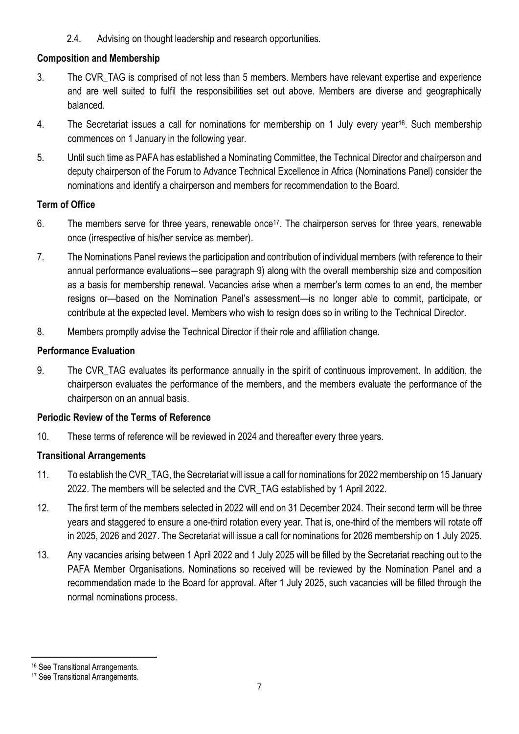2.4. Advising on thought leadership and research opportunities.

**Composition and Membership**

3. The CVR_TAG is comprised of not less than 5 members. Members have relevant expertise and experience and are well suited to fulfil the responsibilities set out above. Members are diverse and geographically balanced.

4. The Secretariat issues a call for nominations for membership on 1 July every year[16]. Such membership commences on 1 January in the following year.

5. Until such time as PAFA has established a Nominating Committee, the Technical Director and chairperson and deputy chairperson of the Forum to Advance Technical Excellence in Africa (Nominations Panel) consider the nominations and identify a chairperson and members for recommendation to the Board.

**Term of Office**

6. The members serve for three years, renewable once[17]. The chairperson serves for three years, renewable once (irrespective of his/her service as member).

7. The Nominations Panel reviews the participation and contribution of individual members (with reference to their annual performance evaluations—see paragraph 9) along with the overall membership size and composition as a basis for membership renewal. Vacancies arise when a member's term comes to an end, the member resigns or—based on the Nomination Panel's assessment—is no longer able to commit, participate, or contribute at the expected level. Members who wish to resign does so in writing to the Technical Director.

8. Members promptly advise the Technical Director if their role and affiliation change.

**Performance Evaluation**

9. The CVR_TAG evaluates its performance annually in the spirit of continuous improvement. In addition, the chairperson evaluates the performance of the members, and the members evaluate the performance of the chairperson on an annual basis.

**Periodic Review of the Terms of Reference**

10. These terms of reference will be reviewed in 2024 and thereafter every three years.

**Transitional Arrangements**

11. To establish the CVR_TAG, the Secretariat will issue a call for nominations for 2022 membership on 15 January 2022. The members will be selected and the CVR_TAG established by 1 April 2022.

12. The first term of the members selected in 2022 will end on 31 December 2024. Their second term will be three years and staggered to ensure a one-third rotation every year. That is, one-third of the members will rotate off in 2025, 2026 and 2027. The Secretariat will issue a call for nominations for 2026 membership on 1 July 2025.

13. Any vacancies arising between 1 April 2022 and 1 July 2025 will be filled by the Secretariat reaching out to the PAFA Member Organisations. Nominations so received will be reviewed by the Nomination Panel and a recommendation made to the Board for approval. After 1 July 2025, such vacancies will be filled through the normal nominations process.

---

[16] See Transitional Arrangements.

[17] See Transitional Arrangements.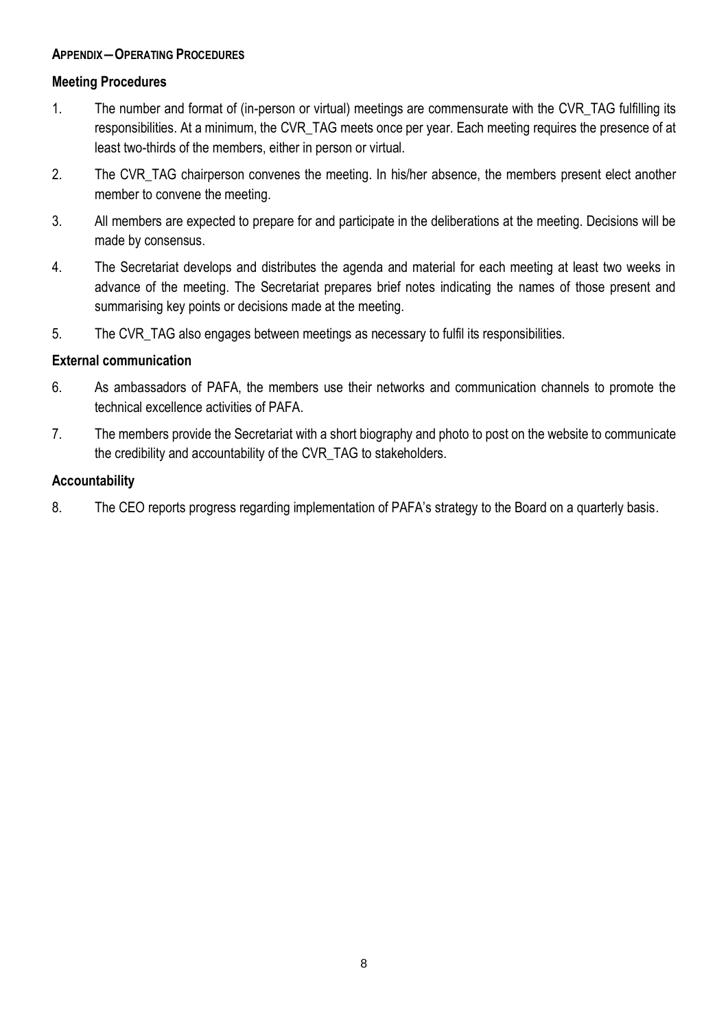**APPENDIX—OPERATING PROCEDURES**

### Meeting Procedures

1. The number and format of (in-person or virtual) meetings are commensurate with the CVR_TAG fulfilling its responsibilities. At a minimum, the CVR_TAG meets once per year. Each meeting requires the presence of at least two-thirds of the members, either in person or virtual.
2. The CVR_TAG chairperson convenes the meeting. In his/her absence, the members present elect another member to convene the meeting.
3. All members are expected to prepare for and participate in the deliberations at the meeting. Decisions will be made by consensus.
4. The Secretariat develops and distributes the agenda and material for each meeting at least two weeks in advance of the meeting. The Secretariat prepares brief notes indicating the names of those present and summarising key points or decisions made at the meeting.
5. The CVR_TAG also engages between meetings as necessary to fulfil its responsibilities.

### External communication

6. As ambassadors of PAFA, the members use their networks and communication channels to promote the technical excellence activities of PAFA.
7. The members provide the Secretariat with a short biography and photo to post on the website to communicate the credibility and accountability of the CVR_TAG to stakeholders.

### Accountability

8. The CEO reports progress regarding implementation of PAFA's strategy to the Board on a quarterly basis.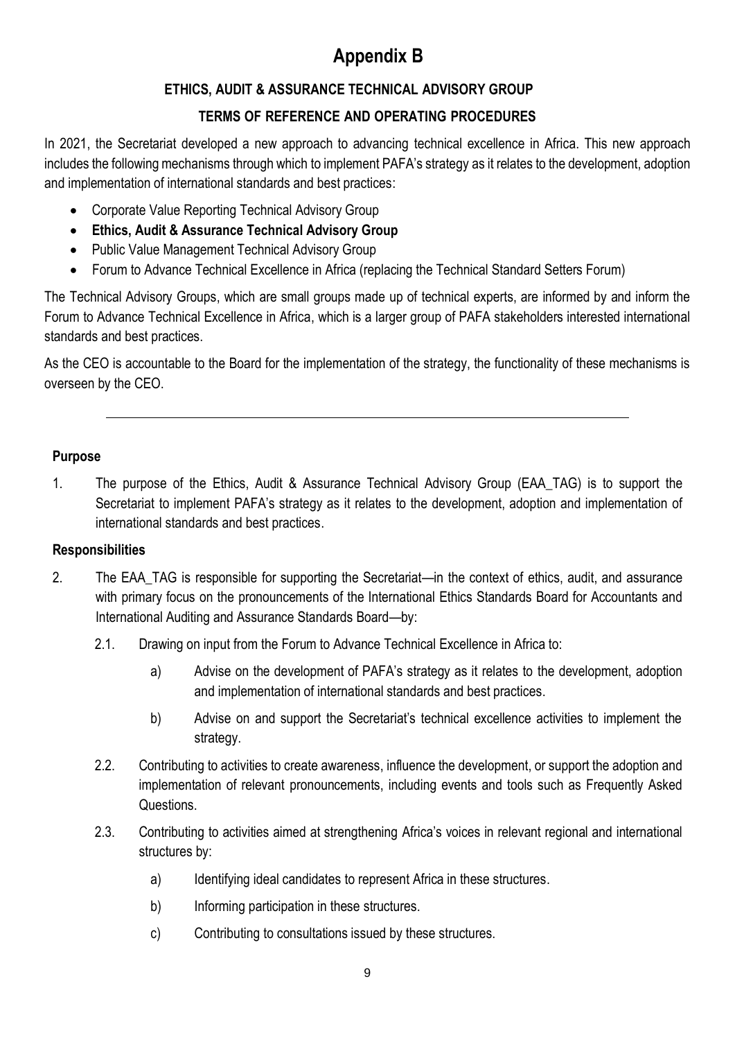# Appendix B

## ETHICS, AUDIT & ASSURANCE TECHNICAL ADVISORY GROUP

## TERMS OF REFERENCE AND OPERATING PROCEDURES

In 2021, the Secretariat developed a new approach to advancing technical excellence in Africa. This new approach includes the following mechanisms through which to implement PAFA's strategy as it relates to the development, adoption and implementation of international standards and best practices:

- Corporate Value Reporting Technical Advisory Group
- **Ethics, Audit & Assurance Technical Advisory Group**
- Public Value Management Technical Advisory Group
- Forum to Advance Technical Excellence in Africa (replacing the Technical Standard Setters Forum)

The Technical Advisory Groups, which are small groups made up of technical experts, are informed by and inform the Forum to Advance Technical Excellence in Africa, which is a larger group of PAFA stakeholders interested international standards and best practices.

As the CEO is accountable to the Board for the implementation of the strategy, the functionality of these mechanisms is overseen by the CEO.

---

### Purpose

1. The purpose of the Ethics, Audit & Assurance Technical Advisory Group (EAA_TAG) is to support the Secretariat to implement PAFA's strategy as it relates to the development, adoption and implementation of international standards and best practices.

### Responsibilities

2. The EAA_TAG is responsible for supporting the Secretariat—in the context of ethics, audit, and assurance with primary focus on the pronouncements of the International Ethics Standards Board for Accountants and International Auditing and Assurance Standards Board—by:

   2.1. Drawing on input from the Forum to Advance Technical Excellence in Africa to:

      a) Advise on the development of PAFA's strategy as it relates to the development, adoption and implementation of international standards and best practices.

      b) Advise on and support the Secretariat's technical excellence activities to implement the strategy.

   2.2. Contributing to activities to create awareness, influence the development, or support the adoption and implementation of relevant pronouncements, including events and tools such as Frequently Asked Questions.

   2.3. Contributing to activities aimed at strengthening Africa's voices in relevant regional and international structures by:

      a) Identifying ideal candidates to represent Africa in these structures.

      b) Informing participation in these structures.

      c) Contributing to consultations issued by these structures.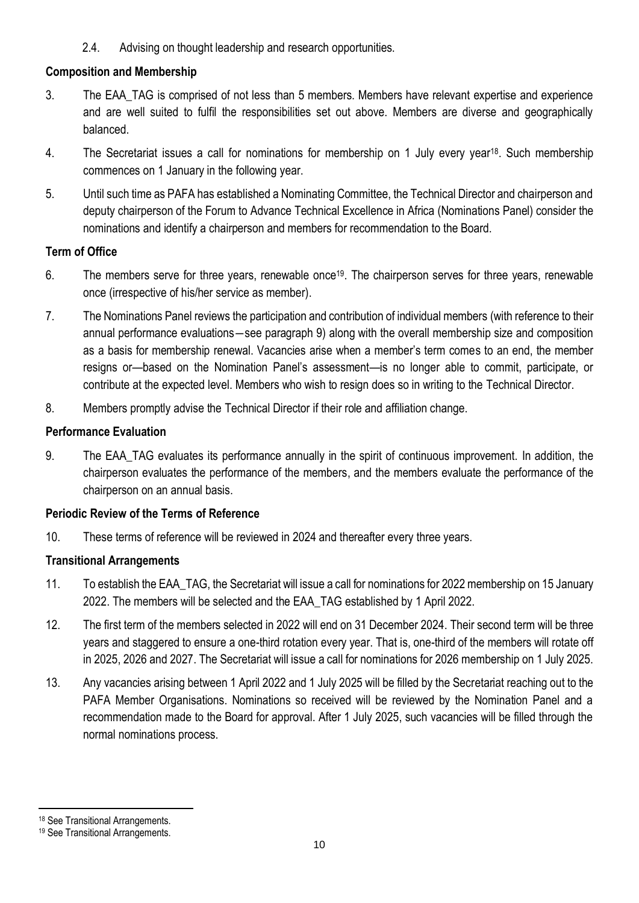2.4. Advising on thought leadership and research opportunities.

**Composition and Membership**

3. The EAA_TAG is comprised of not less than 5 members. Members have relevant expertise and experience and are well suited to fulfil the responsibilities set out above. Members are diverse and geographically balanced.

4. The Secretariat issues a call for nominations for membership on 1 July every year[18]. Such membership commences on 1 January in the following year.

5. Until such time as PAFA has established a Nominating Committee, the Technical Director and chairperson and deputy chairperson of the Forum to Advance Technical Excellence in Africa (Nominations Panel) consider the nominations and identify a chairperson and members for recommendation to the Board.

**Term of Office**

6. The members serve for three years, renewable once[19]. The chairperson serves for three years, renewable once (irrespective of his/her service as member).

7. The Nominations Panel reviews the participation and contribution of individual members (with reference to their annual performance evaluations—see paragraph 9) along with the overall membership size and composition as a basis for membership renewal. Vacancies arise when a member's term comes to an end, the member resigns or—based on the Nomination Panel's assessment—is no longer able to commit, participate, or contribute at the expected level. Members who wish to resign does so in writing to the Technical Director.

8. Members promptly advise the Technical Director if their role and affiliation change.

**Performance Evaluation**

9. The EAA_TAG evaluates its performance annually in the spirit of continuous improvement. In addition, the chairperson evaluates the performance of the members, and the members evaluate the performance of the chairperson on an annual basis.

**Periodic Review of the Terms of Reference**

10. These terms of reference will be reviewed in 2024 and thereafter every three years.

**Transitional Arrangements**

11. To establish the EAA_TAG, the Secretariat will issue a call for nominations for 2022 membership on 15 January 2022. The members will be selected and the EAA_TAG established by 1 April 2022.

12. The first term of the members selected in 2022 will end on 31 December 2024. Their second term will be three years and staggered to ensure a one-third rotation every year. That is, one-third of the members will rotate off in 2025, 2026 and 2027. The Secretariat will issue a call for nominations for 2026 membership on 1 July 2025.

13. Any vacancies arising between 1 April 2022 and 1 July 2025 will be filled by the Secretariat reaching out to the PAFA Member Organisations. Nominations so received will be reviewed by the Nomination Panel and a recommendation made to the Board for approval. After 1 July 2025, such vacancies will be filled through the normal nominations process.

[18] See Transitional Arrangements.

[19] See Transitional Arrangements.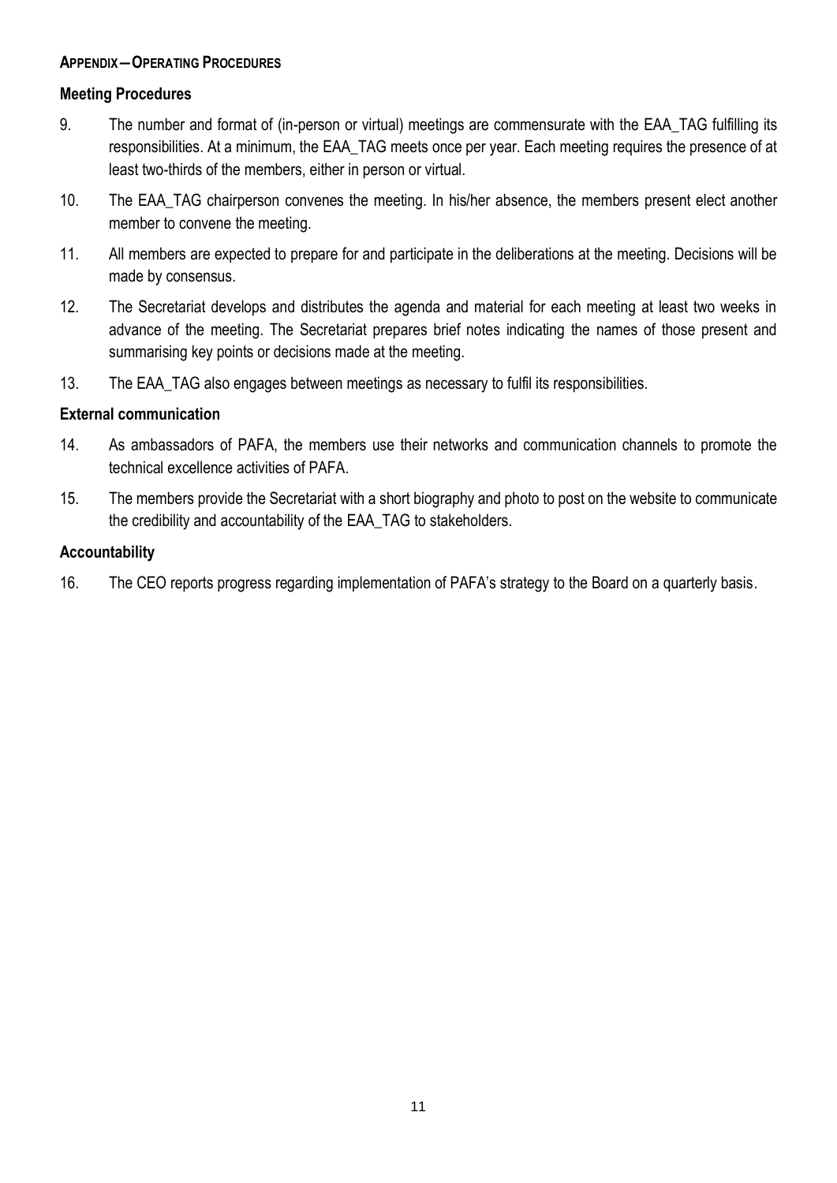**APPENDIX—OPERATING PROCEDURES**

### Meeting Procedures

9. The number and format of (in-person or virtual) meetings are commensurate with the EAA_TAG fulfilling its responsibilities. At a minimum, the EAA_TAG meets once per year. Each meeting requires the presence of at least two-thirds of the members, either in person or virtual.

10. The EAA_TAG chairperson convenes the meeting. In his/her absence, the members present elect another member to convene the meeting.

11. All members are expected to prepare for and participate in the deliberations at the meeting. Decisions will be made by consensus.

12. The Secretariat develops and distributes the agenda and material for each meeting at least two weeks in advance of the meeting. The Secretariat prepares brief notes indicating the names of those present and summarising key points or decisions made at the meeting.

13. The EAA_TAG also engages between meetings as necessary to fulfil its responsibilities.

### External communication

14. As ambassadors of PAFA, the members use their networks and communication channels to promote the technical excellence activities of PAFA.

15. The members provide the Secretariat with a short biography and photo to post on the website to communicate the credibility and accountability of the EAA_TAG to stakeholders.

### Accountability

16. The CEO reports progress regarding implementation of PAFA's strategy to the Board on a quarterly basis.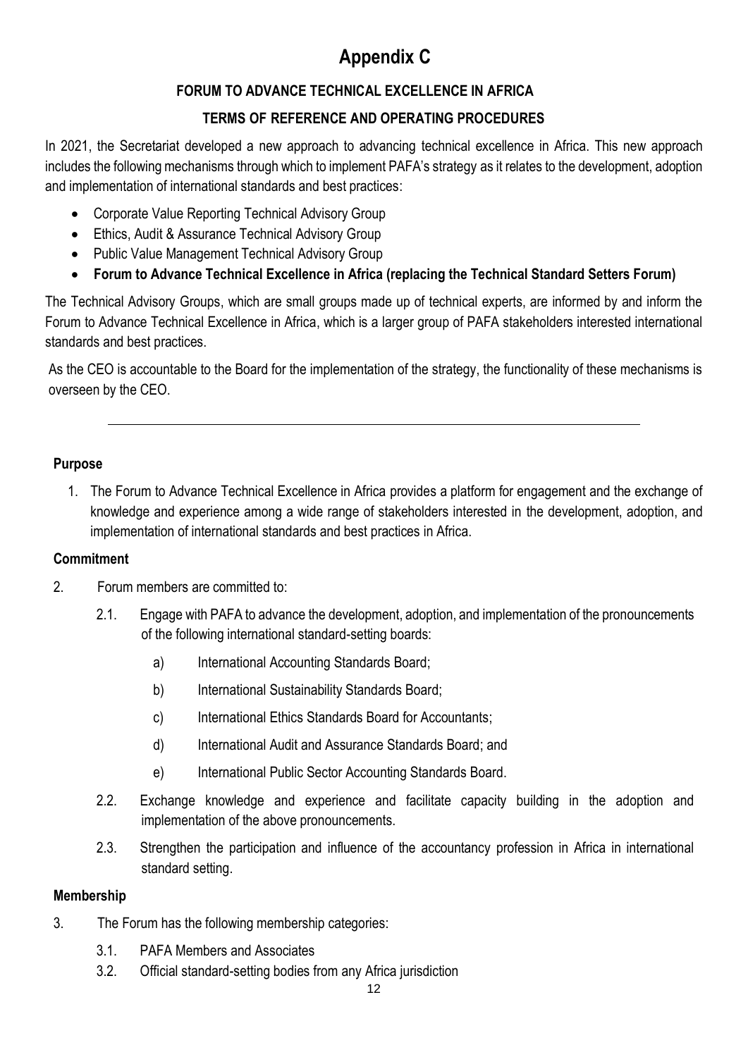# Appendix C

## FORUM TO ADVANCE TECHNICAL EXCELLENCE IN AFRICA

## TERMS OF REFERENCE AND OPERATING PROCEDURES

In 2021, the Secretariat developed a new approach to advancing technical excellence in Africa. This new approach includes the following mechanisms through which to implement PAFA's strategy as it relates to the development, adoption and implementation of international standards and best practices:

- Corporate Value Reporting Technical Advisory Group
- Ethics, Audit & Assurance Technical Advisory Group
- Public Value Management Technical Advisory Group
- **Forum to Advance Technical Excellence in Africa (replacing the Technical Standard Setters Forum)**

The Technical Advisory Groups, which are small groups made up of technical experts, are informed by and inform the Forum to Advance Technical Excellence in Africa, which is a larger group of PAFA stakeholders interested international standards and best practices.

As the CEO is accountable to the Board for the implementation of the strategy, the functionality of these mechanisms is overseen by the CEO.

---

### Purpose

1. The Forum to Advance Technical Excellence in Africa provides a platform for engagement and the exchange of knowledge and experience among a wide range of stakeholders interested in the development, adoption, and implementation of international standards and best practices in Africa.

### Commitment

2. Forum members are committed to:

   2.1. Engage with PAFA to advance the development, adoption, and implementation of the pronouncements of the following international standard-setting boards:

      a) International Accounting Standards Board;

      b) International Sustainability Standards Board;

      c) International Ethics Standards Board for Accountants;

      d) International Audit and Assurance Standards Board; and

      e) International Public Sector Accounting Standards Board.

   2.2. Exchange knowledge and experience and facilitate capacity building in the adoption and implementation of the above pronouncements.

   2.3. Strengthen the participation and influence of the accountancy profession in Africa in international standard setting.

### Membership

3. The Forum has the following membership categories:

   3.1. PAFA Members and Associates

   3.2. Official standard-setting bodies from any Africa jurisdiction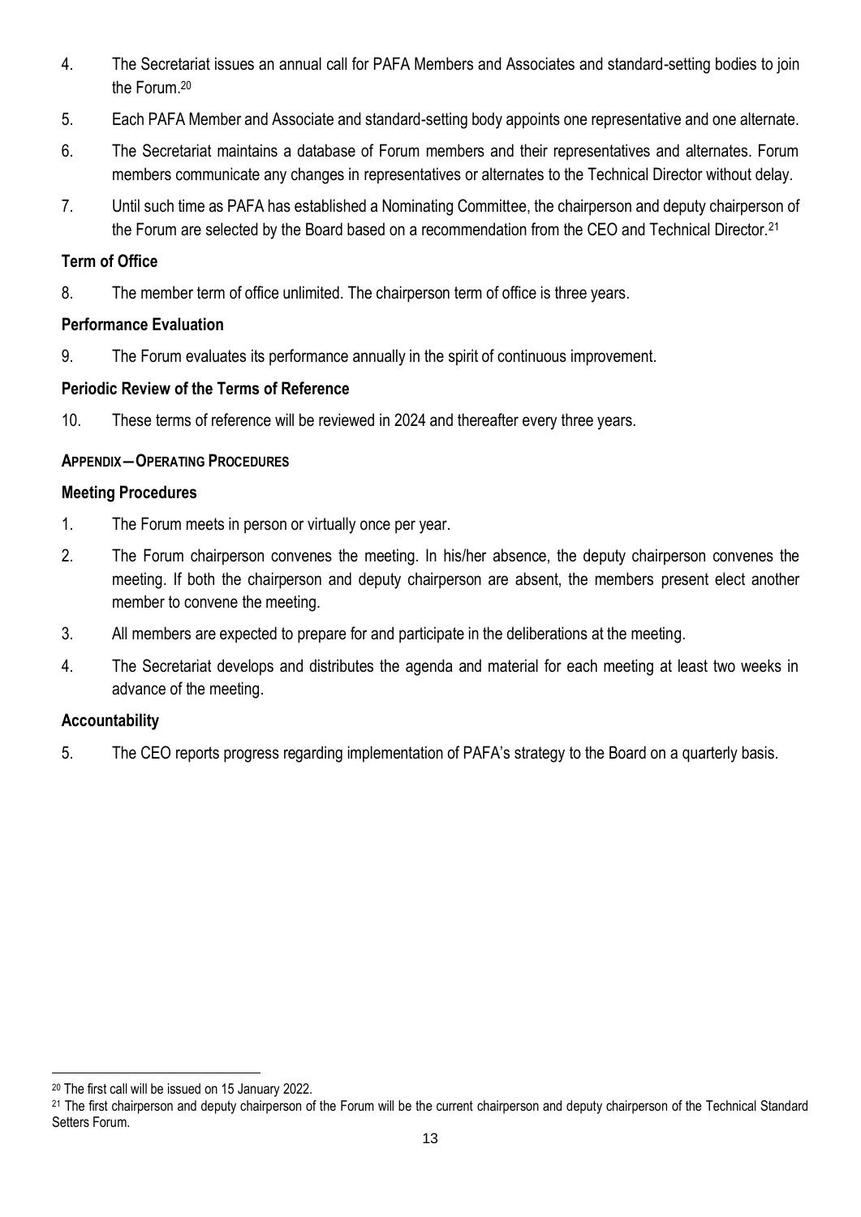4. The Secretariat issues an annual call for PAFA Members and Associates and standard-setting bodies to join the Forum.[20]

5. Each PAFA Member and Associate and standard-setting body appoints one representative and one alternate.

6. The Secretariat maintains a database of Forum members and their representatives and alternates. Forum members communicate any changes in representatives or alternates to the Technical Director without delay.

7. Until such time as PAFA has established a Nominating Committee, the chairperson and deputy chairperson of the Forum are selected by the Board based on a recommendation from the CEO and Technical Director.[21]

### Term of Office

8. The member term of office unlimited. The chairperson term of office is three years.

### Performance Evaluation

9. The Forum evaluates its performance annually in the spirit of continuous improvement.

### Periodic Review of the Terms of Reference

10. These terms of reference will be reviewed in 2024 and thereafter every three years.

## APPENDIX—OPERATING PROCEDURES

### Meeting Procedures

1. The Forum meets in person or virtually once per year.

2. The Forum chairperson convenes the meeting. In his/her absence, the deputy chairperson convenes the meeting. If both the chairperson and deputy chairperson are absent, the members present elect another member to convene the meeting.

3. All members are expected to prepare for and participate in the deliberations at the meeting.

4. The Secretariat develops and distributes the agenda and material for each meeting at least two weeks in advance of the meeting.

### Accountability

5. The CEO reports progress regarding implementation of PAFA's strategy to the Board on a quarterly basis.

---

[20] The first call will be issued on 15 January 2022.

[21] The first chairperson and deputy chairperson of the Forum will be the current chairperson and deputy chairperson of the Technical Standard Setters Forum.